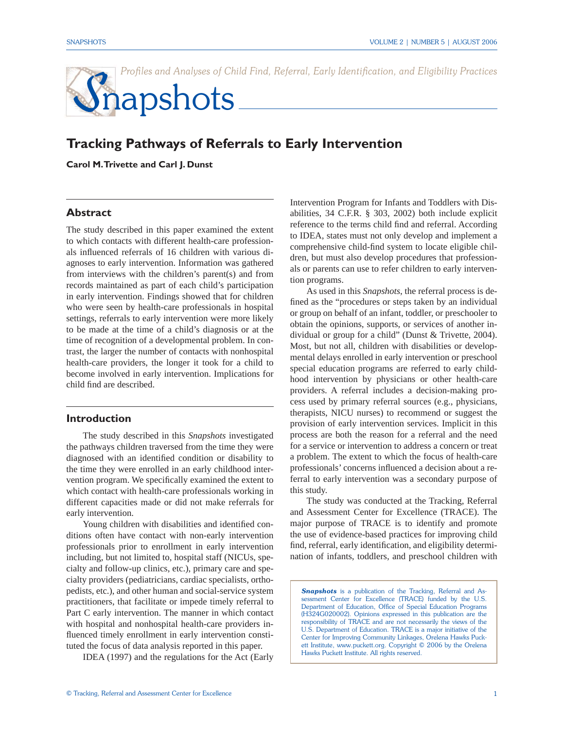*Profiles and Analyses of Child Find, Referral, Early Identification, and Eligibility Practices*

# Snapshots

## Tracking Pathways of Referrals to Early Intervention

**Carol M. Trivette and Carl J. Dunst**

### Abstract

The study described in this paper examined the extent to which contacts with different health-care professionals influenced referrals of 16 children with various diagnoses to early intervention. Information was gathered from interviews with the children's parent(s) and from records maintained as part of each child's participation in early intervention. Findings showed that for children who were seen by health-care professionals in hospital settings, referrals to early intervention were more likely to be made at the time of a child's diagnosis or at the time of recognition of a developmental problem. In contrast, the larger the number of contacts with nonhospital health-care providers, the longer it took for a child to become involved in early intervention. Implications for child find are described.

### Introduction

The study described in this *Snapshots* investigated the pathways children traversed from the time they were diagnosed with an identified condition or disability to the time they were enrolled in an early childhood intervention program. We specifically examined the extent to which contact with health-care professionals working in different capacities made or did not make referrals for early intervention.

Young children with disabilities and identified conditions often have contact with non-early intervention professionals prior to enrollment in early intervention including, but not limited to, hospital staff (NICUs, specialty and follow-up clinics, etc.), primary care and specialty providers (pediatricians, cardiac specialists, orthopedists, etc.), and other human and social-service system practitioners, that facilitate or impede timely referral to Part C early intervention. The manner in which contact with hospital and nonhospital health-care providers influenced timely enrollment in early intervention constituted the focus of data analysis reported in this paper.

IDEA (1997) and the regulations for the Act (Early Intervention Program for Infants and Toddlers with Disabilities, 34 C.F.R. § 303, 2002) both include explicit reference to the terms child find and referral. According to IDEA, states must not only develop and implement a comprehensive child-find system to locate eligible children, but must also develop procedures that professionals or parents can use to refer children to early intervention programs.

As used in this *Snapshots*, the referral process is defined as the "procedures or steps taken by an individual or group on behalf of an infant, toddler, or preschooler to obtain the opinions, supports, or services of another individual or group for a child" (Dunst & Trivette, 2004). Most, but not all, children with disabilities or developmental delays enrolled in early intervention or preschool special education programs are referred to early childhood intervention by physicians or other health-care providers. A referral includes a decision-making process used by primary referral sources (e.g., physicians, therapists, NICU nurses) to recommend or suggest the provision of early intervention services. Implicit in this process are both the reason for a referral and the need for a service or intervention to address a concern or treat a problem. The extent to which the focus of health-care professionals' concerns influenced a decision about a referral to early intervention was a secondary purpose of this study.

The study was conducted at the Tracking, Referral and Assessment Center for Excellence (TRACE). The major purpose of TRACE is to identify and promote the use of evidence-based practices for improving child find, referral, early identification, and eligibility determination of infants, toddlers, and preschool children with

***Snapshots*** is a publication of the Tracking, Referral and Assessment Center for Excellence (TRACE) funded by the U.S. Department of Education, Office of Special Education Programs (H324G020002). Opinions expressed in this publication are the responsibility of TRACE and are not necessarily the views of the U.S. Department of Education. TRACE is a major initiative of the Center for Improving Community Linkages, Orelena Hawks Puckett Institute, www.puckett.org. Copyright © 2006 by the Orelena Hawks Puckett Institute. All rights reserved.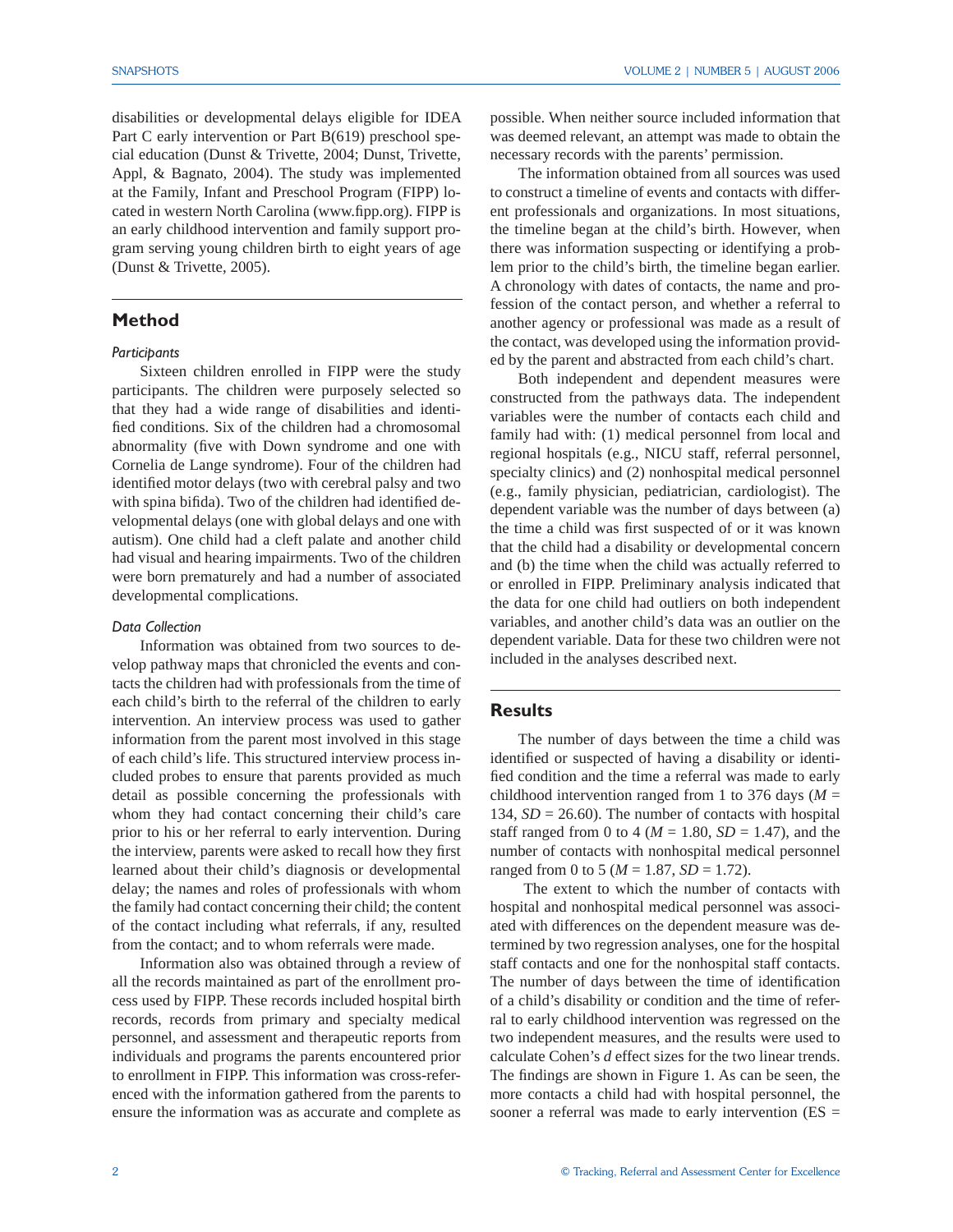disabilities or developmental delays eligible for IDEA Part C early intervention or Part B(619) preschool special education (Dunst & Trivette, 2004; Dunst, Trivette, Appl, & Bagnato, 2004). The study was implemented at the Family, Infant and Preschool Program (FIPP) located in western North Carolina (www.fipp.org). FIPP is an early childhood intervention and family support program serving young children birth to eight years of age (Dunst & Trivette, 2005).

## Method

### *Participants*

Sixteen children enrolled in FIPP were the study participants. The children were purposely selected so that they had a wide range of disabilities and identified conditions. Six of the children had a chromosomal abnormality (five with Down syndrome and one with Cornelia de Lange syndrome). Four of the children had identified motor delays (two with cerebral palsy and two with spina bifida). Two of the children had identified developmental delays (one with global delays and one with autism). One child had a cleft palate and another child had visual and hearing impairments. Two of the children were born prematurely and had a number of associated developmental complications.

### *Data Collection*

Information was obtained from two sources to develop pathway maps that chronicled the events and contacts the children had with professionals from the time of each child's birth to the referral of the children to early intervention. An interview process was used to gather information from the parent most involved in this stage of each child's life. This structured interview process included probes to ensure that parents provided as much detail as possible concerning the professionals with whom they had contact concerning their child's care prior to his or her referral to early intervention. During the interview, parents were asked to recall how they first learned about their child's diagnosis or developmental delay; the names and roles of professionals with whom the family had contact concerning their child; the content of the contact including what referrals, if any, resulted from the contact; and to whom referrals were made.

Information also was obtained through a review of all the records maintained as part of the enrollment process used by FIPP. These records included hospital birth records, records from primary and specialty medical personnel, and assessment and therapeutic reports from individuals and programs the parents encountered prior to enrollment in FIPP. This information was cross-referenced with the information gathered from the parents to ensure the information was as accurate and complete as possible. When neither source included information that was deemed relevant, an attempt was made to obtain the necessary records with the parents' permission.

The information obtained from all sources was used to construct a timeline of events and contacts with different professionals and organizations. In most situations, the timeline began at the child's birth. However, when there was information suspecting or identifying a problem prior to the child's birth, the timeline began earlier. A chronology with dates of contacts, the name and profession of the contact person, and whether a referral to another agency or professional was made as a result of the contact, was developed using the information provided by the parent and abstracted from each child's chart.

Both independent and dependent measures were constructed from the pathways data. The independent variables were the number of contacts each child and family had with: (1) medical personnel from local and regional hospitals (e.g., NICU staff, referral personnel, specialty clinics) and (2) nonhospital medical personnel (e.g., family physician, pediatrician, cardiologist). The dependent variable was the number of days between (a) the time a child was first suspected of or it was known that the child had a disability or developmental concern and (b) the time when the child was actually referred to or enrolled in FIPP. Preliminary analysis indicated that the data for one child had outliers on both independent variables, and another child's data was an outlier on the dependent variable. Data for these two children were not included in the analyses described next.

## Results

The number of days between the time a child was identified or suspected of having a disability or identified condition and the time a referral was made to early childhood intervention ranged from 1 to 376 days ($M$ = 134, $SD$ = 26.60). The number of contacts with hospital staff ranged from 0 to 4 ($M$ = 1.80, $SD$ = 1.47), and the number of contacts with nonhospital medical personnel ranged from 0 to 5 ($M$ = 1.87, $SD$ = 1.72).

The extent to which the number of contacts with hospital and nonhospital medical personnel was associated with differences on the dependent measure was determined by two regression analyses, one for the hospital staff contacts and one for the nonhospital staff contacts. The number of days between the time of identification of a child's disability or condition and the time of referral to early childhood intervention was regressed on the two independent measures, and the results were used to calculate Cohen's *d* effect sizes for the two linear trends. The findings are shown in Figure 1. As can be seen, the more contacts a child had with hospital personnel, the sooner a referral was made to early intervention (ES =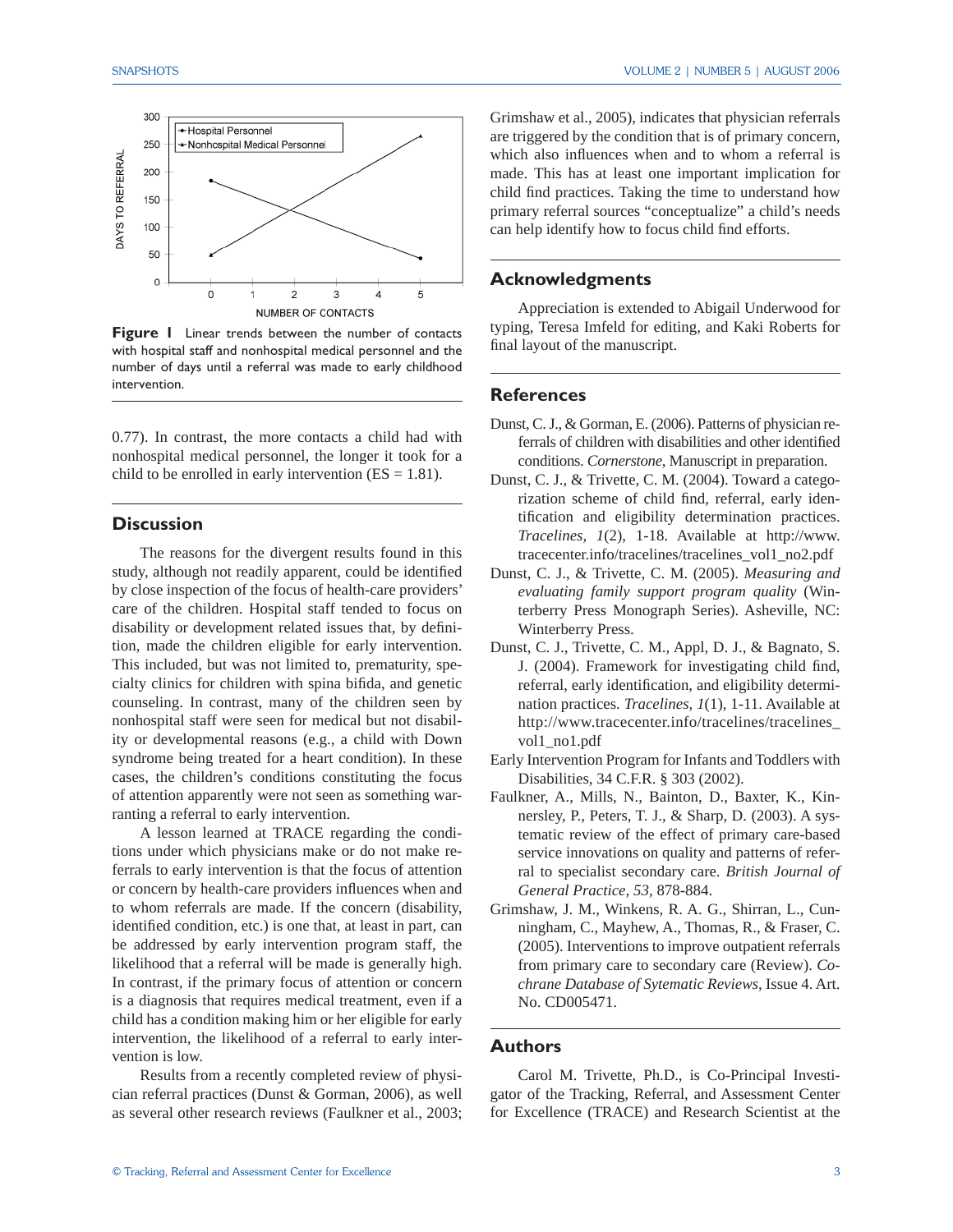300
250
200
150
100
50
0

DAYS TO REFERRAL

Hospital Personnel
Nonhospital Medical Personnel

0 1 2 3 4 5

NUMBER OF CONTACTS

**Figure 1** Linear trends between the number of contacts with hospital staff and nonhospital medical personnel and the number of days until a referral was made to early childhood intervention.

0.77). In contrast, the more contacts a child had with nonhospital medical personnel, the longer it took for a child to be enrolled in early intervention (ES = 1.81).

## Discussion

The reasons for the divergent results found in this study, although not readily apparent, could be identified by close inspection of the focus of health-care providers' care of the children. Hospital staff tended to focus on disability or development related issues that, by definition, made the children eligible for early intervention. This included, but was not limited to, prematurity, specialty clinics for children with spina bifida, and genetic counseling. In contrast, many of the children seen by nonhospital staff were seen for medical but not disability or developmental reasons (e.g., a child with Down syndrome being treated for a heart condition). In these cases, the children's conditions constituting the focus of attention apparently were not seen as something warranting a referral to early intervention.

A lesson learned at TRACE regarding the conditions under which physicians make or do not make referrals to early intervention is that the focus of attention or concern by health-care providers influences when and to whom referrals are made. If the concern (disability, identified condition, etc.) is one that, at least in part, can be addressed by early intervention program staff, the likelihood that a referral will be made is generally high. In contrast, if the primary focus of attention or concern is a diagnosis that requires medical treatment, even if a child has a condition making him or her eligible for early intervention, the likelihood of a referral to early intervention is low.

Results from a recently completed review of physician referral practices (Dunst & Gorman, 2006), as well as several other research reviews (Faulkner et al., 2003; Grimshaw et al., 2005), indicates that physician referrals are triggered by the condition that is of primary concern, which also influences when and to whom a referral is made. This has at least one important implication for child find practices. Taking the time to understand how primary referral sources "conceptualize" a child's needs can help identify how to focus child find efforts.

## Acknowledgments

Appreciation is extended to Abigail Underwood for typing, Teresa Imfeld for editing, and Kaki Roberts for final layout of the manuscript.

## References

Dunst, C. J., & Gorman, E. (2006). Patterns of physician referrals of children with disabilities and other identified conditions. *Cornerstone*, Manuscript in preparation.

Dunst, C. J., & Trivette, C. M. (2004). Toward a categorization scheme of child find, referral, early identification and eligibility determination practices. *Tracelines*, *1*(2), 1-18. Available at http://www.tracecenter.info/tracelines/tracelines_vol1_no2.pdf

Dunst, C. J., & Trivette, C. M. (2005). *Measuring and evaluating family support program quality* (Winterberry Press Monograph Series). Asheville, NC: Winterberry Press.

Dunst, C. J., Trivette, C. M., Appl, D. J., & Bagnato, S. J. (2004). Framework for investigating child find, referral, early identification, and eligibility determination practices. *Tracelines*, *1*(1), 1-11. Available at http://www.tracecenter.info/tracelines/tracelines_vol1_no1.pdf

Early Intervention Program for Infants and Toddlers with Disabilities, 34 C.F.R. § 303 (2002).

Faulkner, A., Mills, N., Bainton, D., Baxter, K., Kinnersley, P., Peters, T. J., & Sharp, D. (2003). A systematic review of the effect of primary care-based service innovations on quality and patterns of referral to specialist secondary care. *British Journal of General Practice, 53*, 878-884.

Grimshaw, J. M., Winkens, R. A. G., Shirran, L., Cunningham, C., Mayhew, A., Thomas, R., & Fraser, C. (2005). Interventions to improve outpatient referrals from primary care to secondary care (Review). *Cochrane Database of Sytematic Reviews*, Issue 4. Art. No. CD005471.

## Authors

Carol M. Trivette, Ph.D., is Co-Principal Investigator of the Tracking, Referral, and Assessment Center for Excellence (TRACE) and Research Scientist at the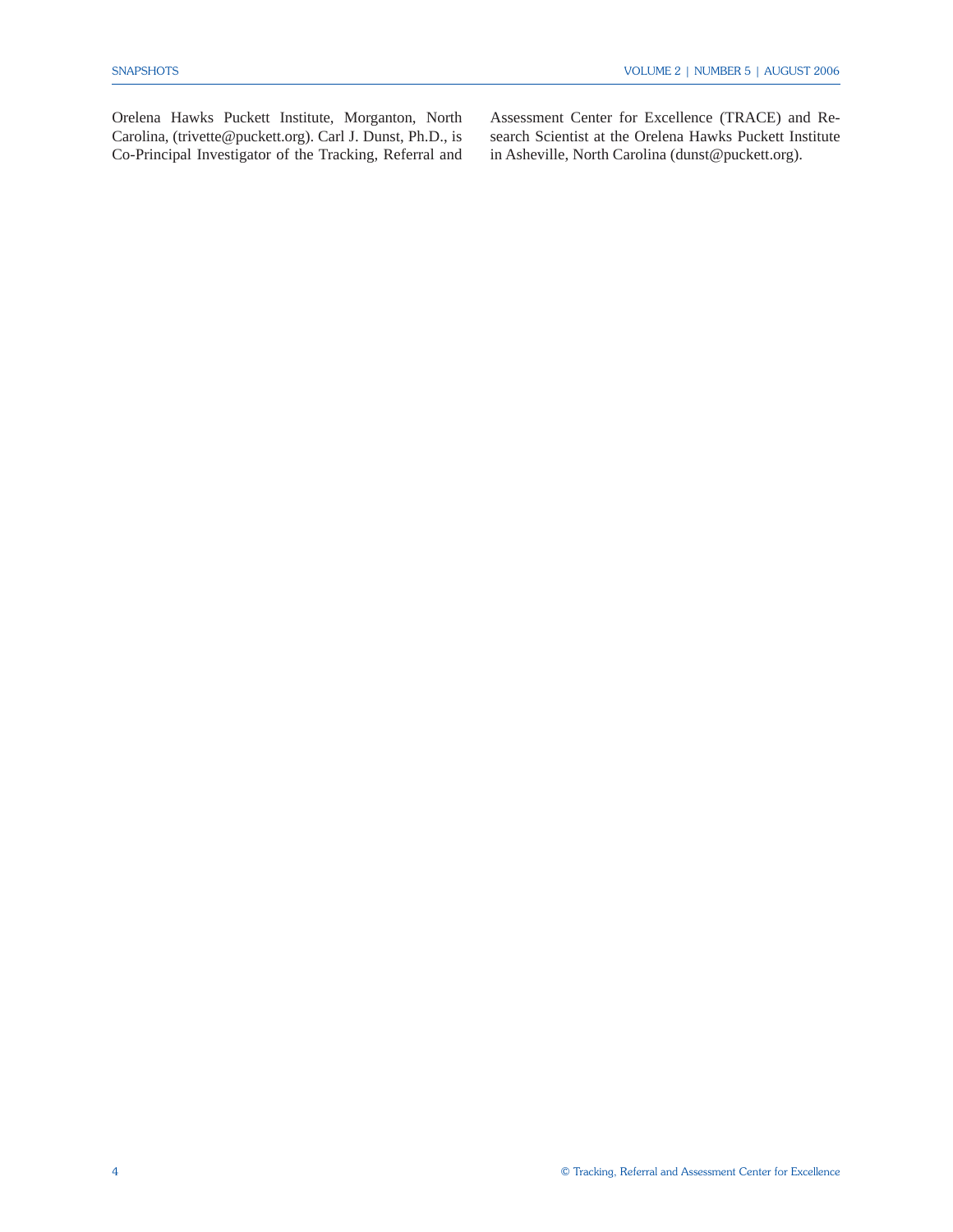Orelena Hawks Puckett Institute, Morganton, North Carolina, (trivette@puckett.org). Carl J. Dunst, Ph.D., is Co-Principal Investigator of the Tracking, Referral and Assessment Center for Excellence (TRACE) and Research Scientist at the Orelena Hawks Puckett Institute in Asheville, North Carolina (dunst@puckett.org).